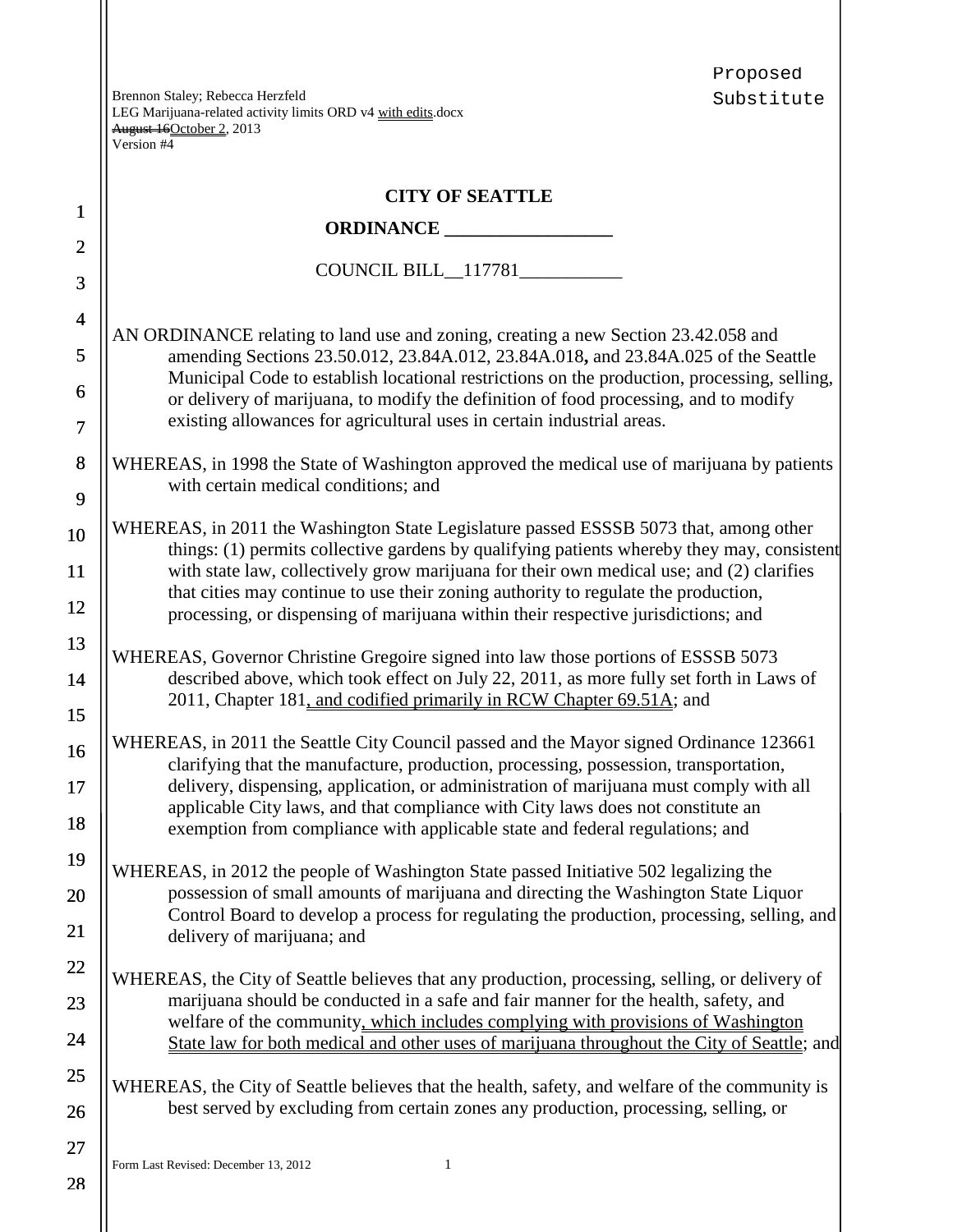Proposed Substitute

Brennon Staley; Rebecca Herzfeld
LEG Marijuana-related activity limits ORD v4 with edits.docx
~~August 16~~October 2, 2013
Version #4

# CITY OF SEATTLE

## ORDINANCE _________________

COUNCIL BILL__117781___________

AN ORDINANCE relating to land use and zoning, creating a new Section 23.42.058 and amending Sections 23.50.012, 23.84A.012, 23.84A.018**,** and 23.84A.025 of the Seattle Municipal Code to establish locational restrictions on the production, processing, selling, or delivery of marijuana, to modify the definition of food processing, and to modify existing allowances for agricultural uses in certain industrial areas.

WHEREAS, in 1998 the State of Washington approved the medical use of marijuana by patients with certain medical conditions; and

WHEREAS, in 2011 the Washington State Legislature passed ESSSB 5073 that, among other things: (1) permits collective gardens by qualifying patients whereby they may, consistent with state law, collectively grow marijuana for their own medical use; and (2) clarifies that cities may continue to use their zoning authority to regulate the production, processing, or dispensing of marijuana within their respective jurisdictions; and

WHEREAS, Governor Christine Gregoire signed into law those portions of ESSSB 5073 described above, which took effect on July 22, 2011, as more fully set forth in Laws of 2011, Chapter 181, and codified primarily in RCW Chapter 69.51A; and

WHEREAS, in 2011 the Seattle City Council passed and the Mayor signed Ordinance 123661 clarifying that the manufacture, production, processing, possession, transportation, delivery, dispensing, application, or administration of marijuana must comply with all applicable City laws, and that compliance with City laws does not constitute an exemption from compliance with applicable state and federal regulations; and

WHEREAS, in 2012 the people of Washington State passed Initiative 502 legalizing the possession of small amounts of marijuana and directing the Washington State Liquor Control Board to develop a process for regulating the production, processing, selling, and delivery of marijuana; and

WHEREAS, the City of Seattle believes that any production, processing, selling, or delivery of marijuana should be conducted in a safe and fair manner for the health, safety, and welfare of the community, which includes complying with provisions of Washington State law for both medical and other uses of marijuana throughout the City of Seattle; and

WHEREAS, the City of Seattle believes that the health, safety, and welfare of the community is best served by excluding from certain zones any production, processing, selling, or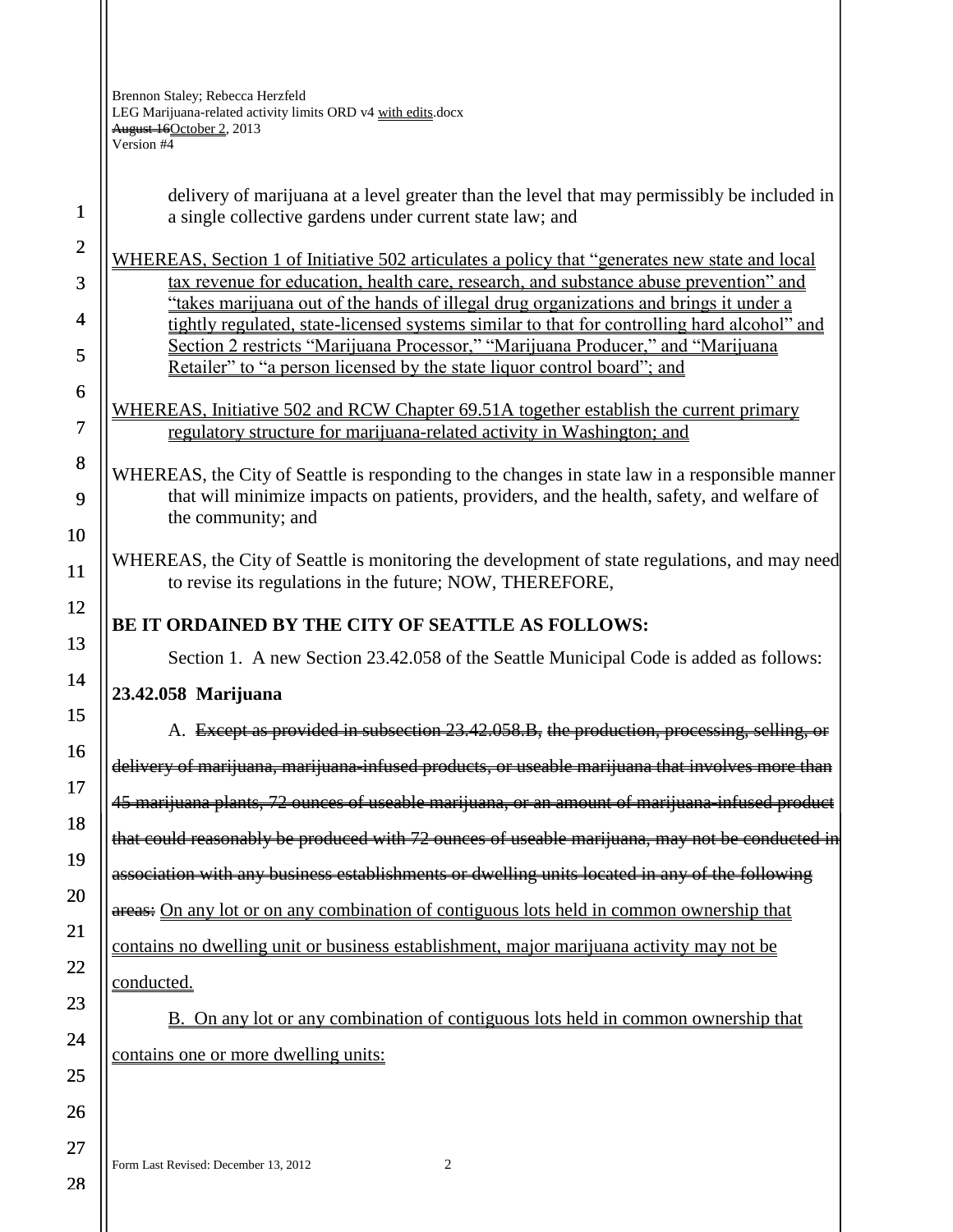delivery of marijuana at a level greater than the level that may permissibly be included in a single collective gardens under current state law; and

WHEREAS, Section 1 of Initiative 502 articulates a policy that "generates new state and local tax revenue for education, health care, research, and substance abuse prevention" and "takes marijuana out of the hands of illegal drug organizations and brings it under a tightly regulated, state-licensed systems similar to that for controlling hard alcohol" and Section 2 restricts "Marijuana Processor," "Marijuana Producer," and "Marijuana Retailer" to "a person licensed by the state liquor control board"; and

WHEREAS, Initiative 502 and RCW Chapter 69.51A together establish the current primary regulatory structure for marijuana-related activity in Washington; and

WHEREAS, the City of Seattle is responding to the changes in state law in a responsible manner that will minimize impacts on patients, providers, and the health, safety, and welfare of the community; and

WHEREAS, the City of Seattle is monitoring the development of state regulations, and may need to revise its regulations in the future; NOW, THEREFORE,

**BE IT ORDAINED BY THE CITY OF SEATTLE AS FOLLOWS:**

Section 1. A new Section 23.42.058 of the Seattle Municipal Code is added as follows:

**23.42.058 Marijuana**

A. ~~Except as provided in subsection 23.42.058.B, the production, processing, selling, or delivery of marijuana, marijuana-infused products, or useable marijuana that involves more than 45 marijuana plants, 72 ounces of useable marijuana, or an amount of marijuana-infused product that could reasonably be produced with 72 ounces of useable marijuana, may not be conducted in association with any business establishments or dwelling units located in any of the following areas:~~ On any lot or on any combination of contiguous lots held in common ownership that contains no dwelling unit or business establishment, major marijuana activity may not be conducted.

B. On any lot or any combination of contiguous lots held in common ownership that contains one or more dwelling units: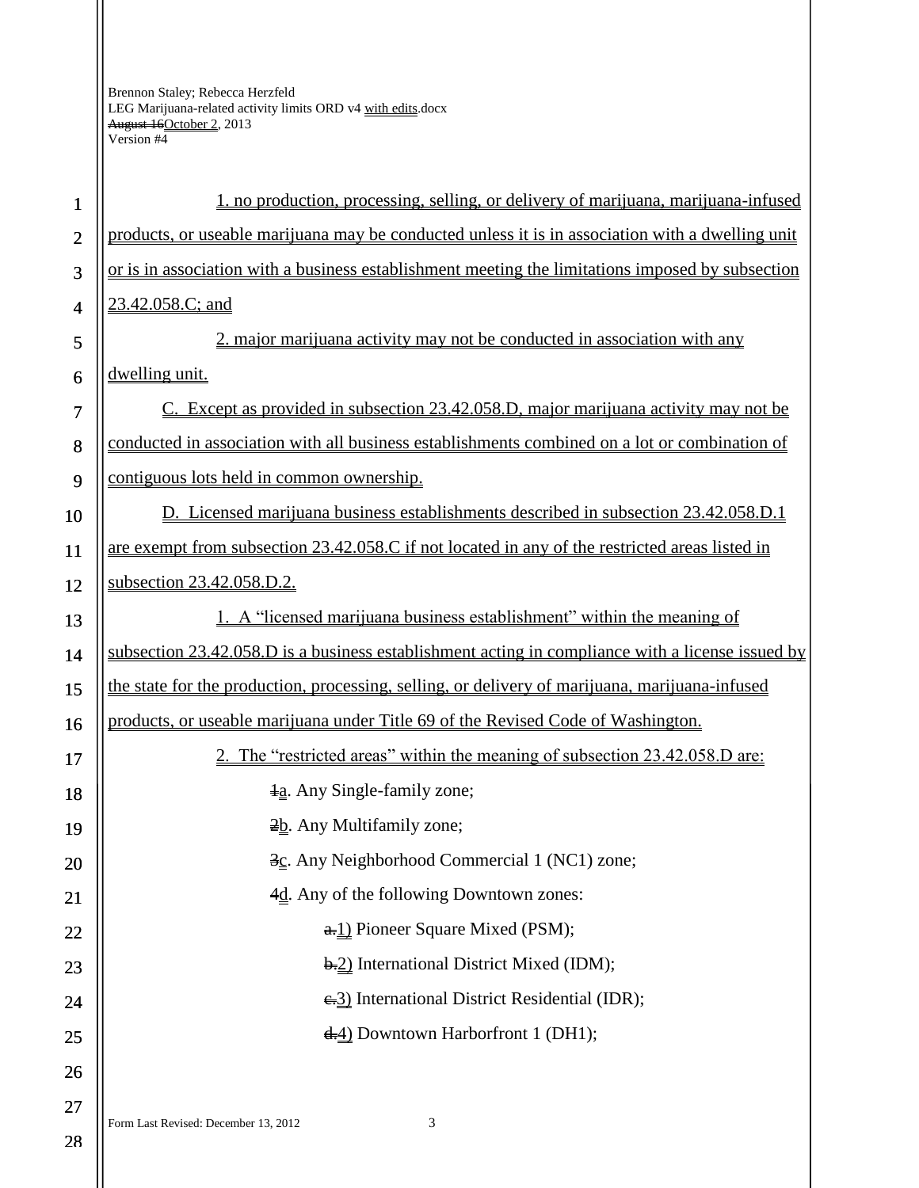1. no production, processing, selling, or delivery of marijuana, marijuana-infused products, or useable marijuana may be conducted unless it is in association with a dwelling unit or is in association with a business establishment meeting the limitations imposed by subsection 23.42.058.C; and

2. major marijuana activity may not be conducted in association with any dwelling unit.

C. Except as provided in subsection 23.42.058.D, major marijuana activity may not be conducted in association with all business establishments combined on a lot or combination of contiguous lots held in common ownership.

D. Licensed marijuana business establishments described in subsection 23.42.058.D.1 are exempt from subsection 23.42.058.C if not located in any of the restricted areas listed in subsection 23.42.058.D.2.

1. A "licensed marijuana business establishment" within the meaning of subsection 23.42.058.D is a business establishment acting in compliance with a license issued by the state for the production, processing, selling, or delivery of marijuana, marijuana-infused products, or useable marijuana under Title 69 of the Revised Code of Washington.

2. The "restricted areas" within the meaning of subsection 23.42.058.D are:

~~1~~a. Any Single-family zone;

~~2~~b. Any Multifamily zone;

~~3~~c. Any Neighborhood Commercial 1 (NC1) zone;

~~4~~d. Any of the following Downtown zones:

~~a.~~1) Pioneer Square Mixed (PSM);

~~b.~~2) International District Mixed (IDM);

~~c.~~3) International District Residential (IDR);

~~d.~~4) Downtown Harborfront 1 (DH1);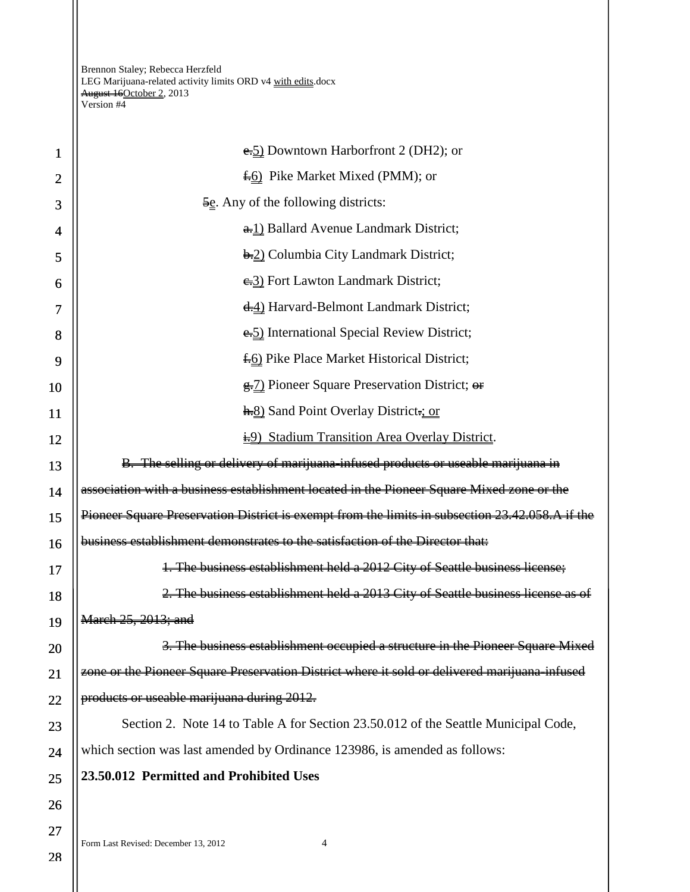~~e.~~5) Downtown Harborfront 2 (DH2); or

~~f.~~6) Pike Market Mixed (PMM); or

~~5~~e. Any of the following districts:

~~a.~~1) Ballard Avenue Landmark District;

~~b.~~2) Columbia City Landmark District;

~~c.~~3) Fort Lawton Landmark District;

~~d.~~4) Harvard-Belmont Landmark District;

~~e.~~5) International Special Review District;

~~f.~~6) Pike Place Market Historical District;

~~g.~~7) Pioneer Square Preservation District; ~~or~~

~~h.~~8) Sand Point Overlay District~~.~~; or

~~i.~~9) Stadium Transition Area Overlay District.

~~B. The selling or delivery of marijuana-infused products or useable marijuana in association with a business establishment located in the Pioneer Square Mixed zone or the Pioneer Square Preservation District is exempt from the limits in subsection 23.42.058.A if the business establishment demonstrates to the satisfaction of the Director that:~~

~~1. The business establishment held a 2012 City of Seattle business license;~~

~~2. The business establishment held a 2013 City of Seattle business license as of March 25, 2013; and~~

~~3. The business establishment occupied a structure in the Pioneer Square Mixed zone or the Pioneer Square Preservation District where it sold or delivered marijuana-infused products or useable marijuana during 2012.~~

Section 2. Note 14 to Table A for Section 23.50.012 of the Seattle Municipal Code, which section was last amended by Ordinance 123986, is amended as follows:

**23.50.012 Permitted and Prohibited Uses**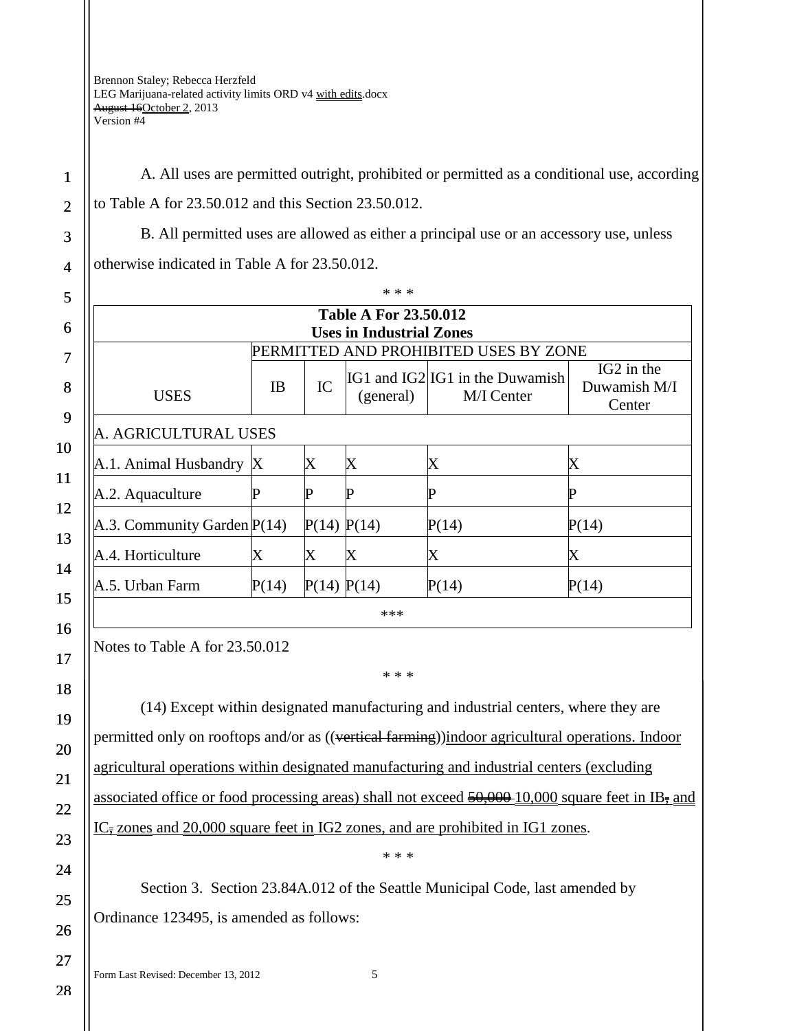A. All uses are permitted outright, prohibited or permitted as a conditional use, according to Table A for 23.50.012 and this Section 23.50.012.

B. All permitted uses are allowed as either a principal use or an accessory use, unless otherwise indicated in Table A for 23.50.012.

\* \* \*

| **Table A For 23.50.012 Uses in Industrial Zones** | | | | | |
|---|---|---|---|---|---|
| | PERMITTED AND PROHIBITED USES BY ZONE | | | | |
| USES | IB | IC | IG1 and IG2 (general) | IG1 in the Duwamish M/I Center | IG2 in the Duwamish M/I Center |
| A. AGRICULTURAL USES | | | | | |
| A.1. Animal Husbandry | X | X | X | X | X |
| A.2. Aquaculture | P | P | P | P | P |
| A.3. Community Garden | P(14) | P(14) | P(14) | P(14) | P(14) |
| A.4. Horticulture | X | X | X | X | X |
| A.5. Urban Farm | P(14) | P(14) | P(14) | P(14) | P(14) |
| \*\*\* | | | | | |

Notes to Table A for 23.50.012

\* \* \*

(14) Except within designated manufacturing and industrial centers, where they are permitted only on rooftops and/or as ((~~vertical farming~~))<u>indoor agricultural operations. Indoor agricultural operations within designated manufacturing and industrial centers (excluding associated office or food processing areas) shall not exceed</u> ~~50,000~~ <u>10,000</u> <u>square feet in IB</u>~~,~~ <u>and IC</u>~~,~~ <u>zones</u> <u>and</u> <u>20,000 square feet in</u> <u>IG2 zones, and are prohibited in IG1 zones</u>.

\* \* \*

Section 3. Section 23.84A.012 of the Seattle Municipal Code, last amended by Ordinance 123495, is amended as follows: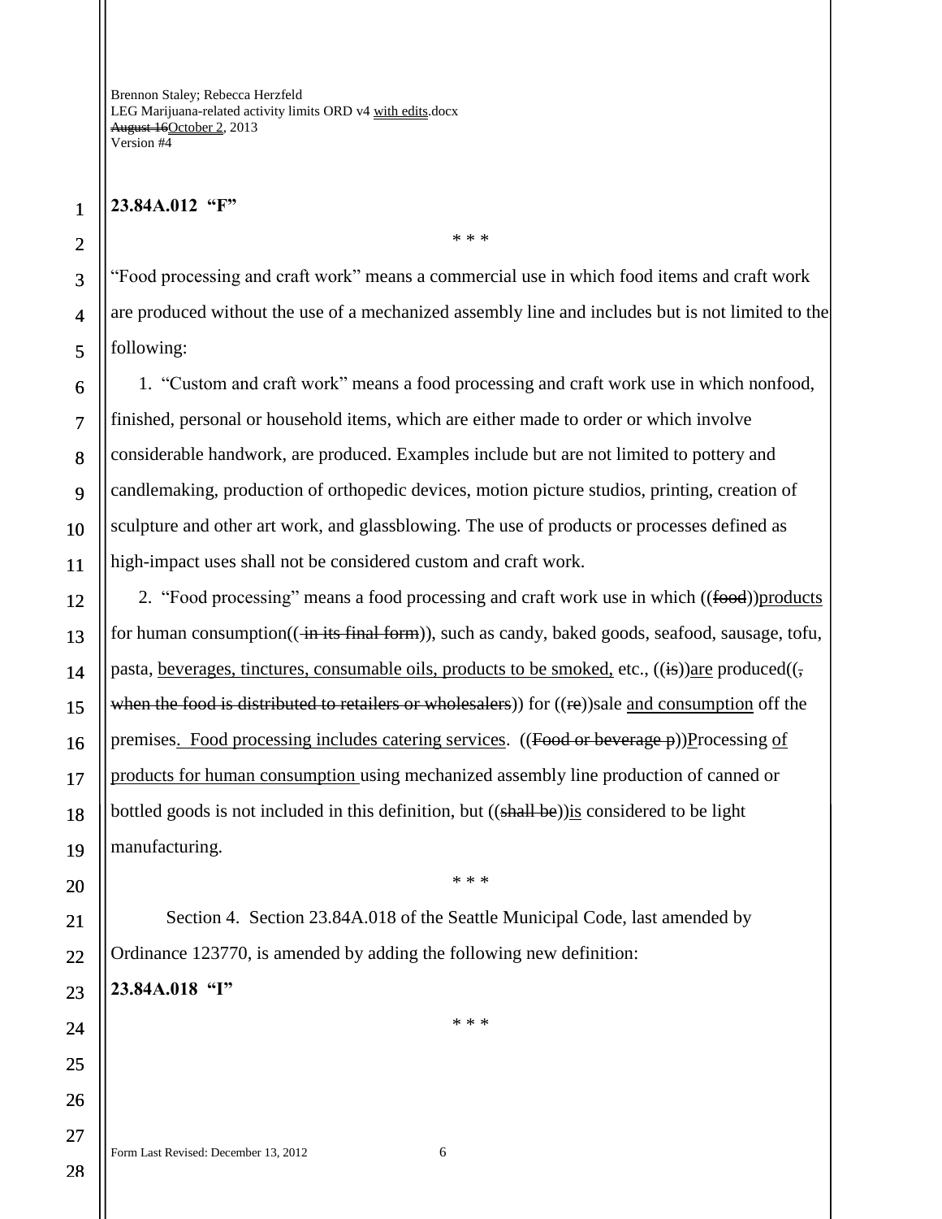**23.84A.012 "F"**

\* \* \*

"Food processing and craft work" means a commercial use in which food items and craft work are produced without the use of a mechanized assembly line and includes but is not limited to the following:

1. "Custom and craft work" means a food processing and craft work use in which nonfood, finished, personal or household items, which are either made to order or which involve considerable handwork, are produced. Examples include but are not limited to pottery and candlemaking, production of orthopedic devices, motion picture studios, printing, creation of sculpture and other art work, and glassblowing. The use of products or processes defined as high-impact uses shall not be considered custom and craft work.

2. "Food processing" means a food processing and craft work use in which ((~~food~~))<u>products</u> for human consumption((~~ in its final form~~)), such as candy, baked goods, seafood, sausage, tofu, pasta, <u>beverages, tinctures, consumable oils, products to be smoked,</u> etc., ((~~is~~))<u>are</u> produced((~~, when the food is distributed to retailers or wholesalers~~)) for ((~~re~~))sale <u>and consumption</u> off the premises<u>. Food processing includes catering services</u>. ((~~Food or beverage p~~))<u>P</u>rocessing <u>of products for human consumption</u> using mechanized assembly line production of canned or bottled goods is not included in this definition, but ((~~shall be~~))<u>is</u> considered to be light manufacturing.

\* \* \*

Section 4. Section 23.84A.018 of the Seattle Municipal Code, last amended by Ordinance 123770, is amended by adding the following new definition:

**23.84A.018 "I"**

\* \* \*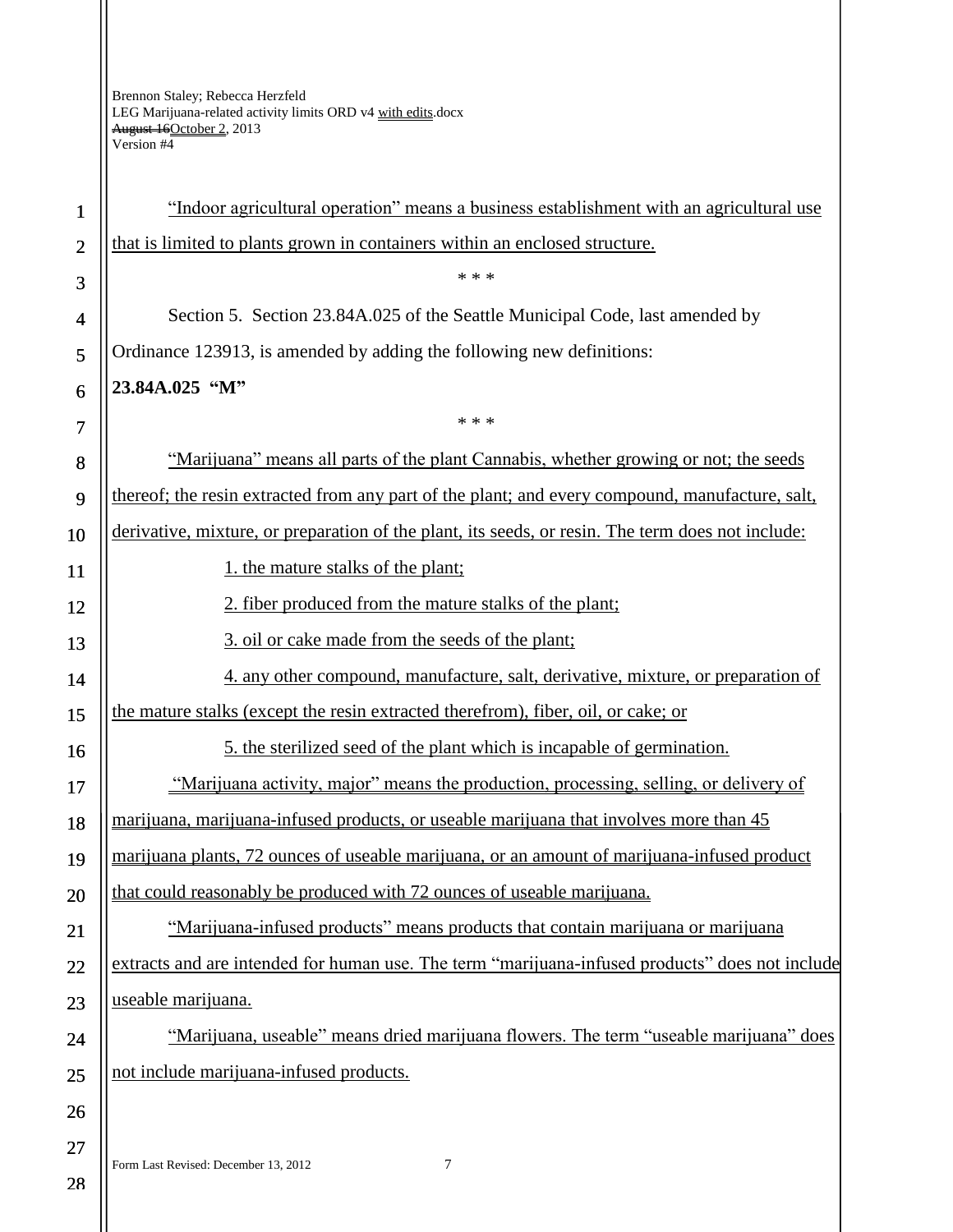"Indoor agricultural operation" means a business establishment with an agricultural use that is limited to plants grown in containers within an enclosed structure.

\* \* \*

Section 5. Section 23.84A.025 of the Seattle Municipal Code, last amended by Ordinance 123913, is amended by adding the following new definitions:

**23.84A.025 "M"**

\* \* \*

"Marijuana" means all parts of the plant Cannabis, whether growing or not; the seeds thereof; the resin extracted from any part of the plant; and every compound, manufacture, salt, derivative, mixture, or preparation of the plant, its seeds, or resin. The term does not include:

1. the mature stalks of the plant;

2. fiber produced from the mature stalks of the plant;

3. oil or cake made from the seeds of the plant;

4. any other compound, manufacture, salt, derivative, mixture, or preparation of the mature stalks (except the resin extracted therefrom), fiber, oil, or cake; or

5. the sterilized seed of the plant which is incapable of germination.

"Marijuana activity, major" means the production, processing, selling, or delivery of marijuana, marijuana-infused products, or useable marijuana that involves more than 45 marijuana plants, 72 ounces of useable marijuana, or an amount of marijuana-infused product that could reasonably be produced with 72 ounces of useable marijuana.

"Marijuana-infused products" means products that contain marijuana or marijuana extracts and are intended for human use. The term "marijuana-infused products" does not include useable marijuana.

"Marijuana, useable" means dried marijuana flowers. The term "useable marijuana" does not include marijuana-infused products.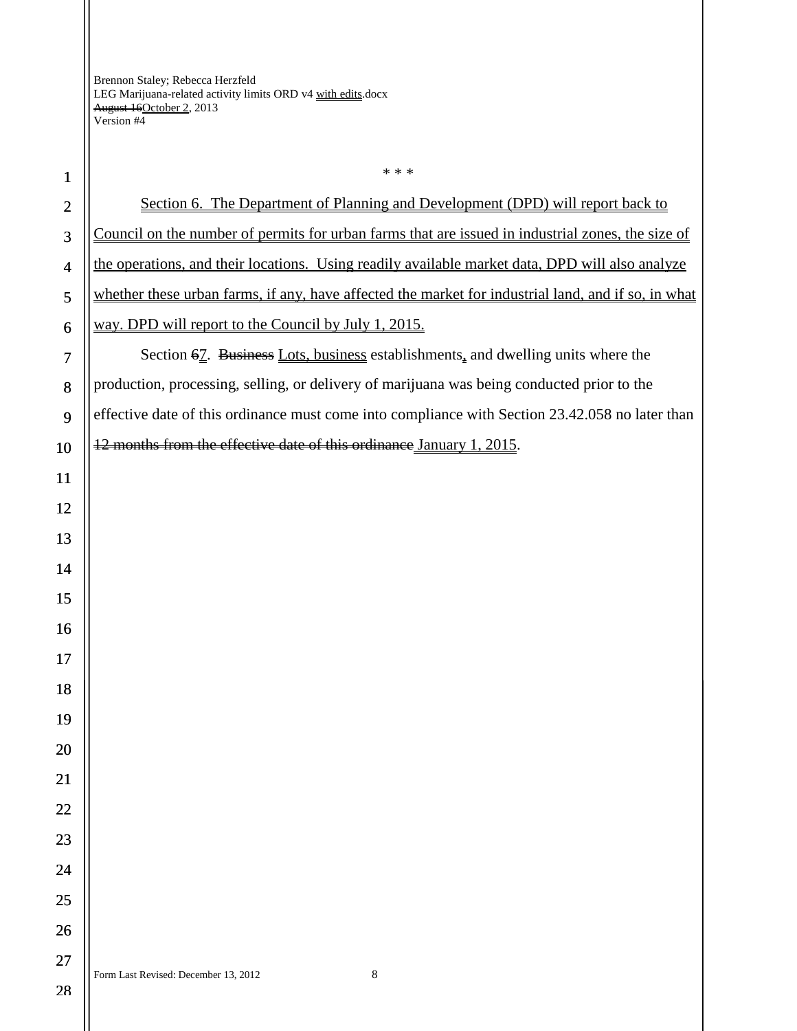\* \* \*

<u>Section 6. The Department of Planning and Development (DPD) will report back to Council on the number of permits for urban farms that are issued in industrial zones, the size of the operations, and their locations. Using readily available market data, DPD will also analyze whether these urban farms, if any, have affected the market for industrial land, and if so, in what way. DPD will report to the Council by July 1, 2015.</u>

Section ~~6~~<u>7</u>. ~~Business~~ <u>Lots, business</u> establishments<u>,</u> and dwelling units where the production, processing, selling, or delivery of marijuana was being conducted prior to the effective date of this ordinance must come into compliance with Section 23.42.058 no later than ~~12 months from the effective date of this ordinance~~ <u>January 1, 2015</u>.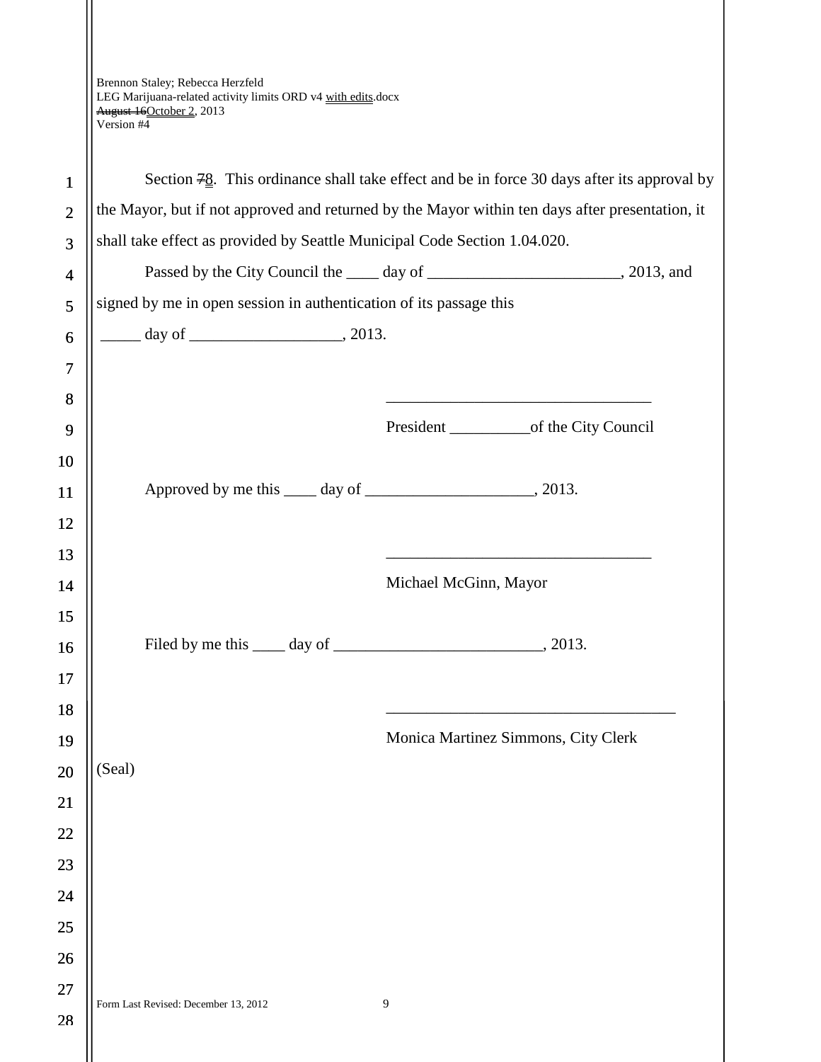Brennon Staley; Rebecca Herzfeld
LEG Marijuana-related activity limits ORD v4 with edits.docx
~~August 16~~October 2, 2013
Version #4

Section ~~7~~8. This ordinance shall take effect and be in force 30 days after its approval by the Mayor, but if not approved and returned by the Mayor within ten days after presentation, it shall take effect as provided by Seattle Municipal Code Section 1.04.020.

Passed by the City Council the ____ day of ________________________, 2013, and signed by me in open session in authentication of its passage this

_____ day of ___________________, 2013.

_________________________________

President __________of the City Council

Approved by me this ____ day of _____________________, 2013.

_________________________________

Michael McGinn, Mayor

Filed by me this ____ day of __________________________, 2013.

____________________________________

Monica Martinez Simmons, City Clerk

(Seal)

Form Last Revised: December 13, 2012